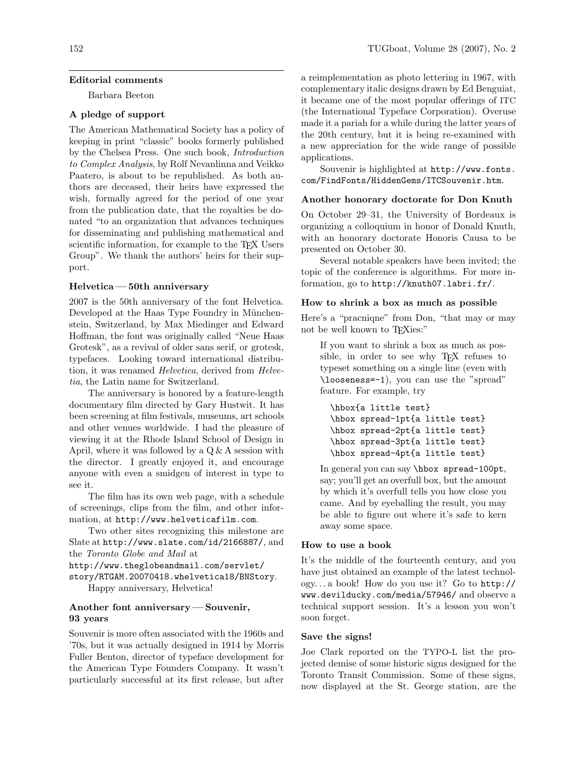## Editorial comments

Barbara Beeton

### A pledge of support

The American Mathematical Society has a policy of keeping in print "classic" books formerly published by the Chelsea Press. One such book, *Introduction to Complex Analysis*, by Rolf Nevanlinna and Veikko Paatero, is about to be republished. As both authors are deceased, their heirs have expressed the wish, formally agreed for the period of one year from the publication date, that the royalties be donated "to an organization that advances techniques for disseminating and publishing mathematical and scientific information, for example to the TeX Users Group". We thank the authors' heirs for their support.

### Helvetica — 50th anniversary

2007 is the 50th anniversary of the font Helvetica. Developed at the Haas Type Foundry in Münchenstein, Switzerland, by Max Miedinger and Edward Hoffman, the font was originally called "Neue Haas Grotesk", as a revival of older sans serif, or grotesk, typefaces. Looking toward international distribution, it was renamed *Helvetica*, derived from *Helvetia*, the Latin name for Switzerland.

The anniversary is honored by a feature-length documentary film directed by Gary Hustwit. It has been screening at film festivals, museums, art schools and other venues worldwide. I had the pleasure of viewing it at the Rhode Island School of Design in April, where it was followed by a Q & A session with the director. I greatly enjoyed it, and encourage anyone with even a smidgen of interest in type to see it.

The film has its own web page, with a schedule of screenings, clips from the film, and other information, at `http://www.helveticafilm.com`.

Two other sites recognizing this milestone are Slate at `http://www.slate.com/id/2166887/`, and the *Toronto Globe and Mail* at
`http://www.theglobeandmail.com/servlet/story/RTGAM.20070418.whelvetica18/BNStory`.

Happy anniversary, Helvetica!

### Another font anniversary — Souvenir, 93 years

Souvenir is more often associated with the 1960s and '70s, but it was actually designed in 1914 by Morris Fuller Benton, director of typeface development for the American Type Founders Company. It wasn't particularly successful at its first release, but after a reimplementation as photo lettering in 1967, with complementary italic designs drawn by Ed Benguiat, it became one of the most popular offerings of ITC (the International Typeface Corporation). Overuse made it a pariah for a while during the latter years of the 20th century, but it is being re-examined with a new appreciation for the wide range of possible applications.

Souvenir is highlighted at `http://www.fonts.com/FindFonts/HiddenGems/ITCSouvenir.htm`.

### Another honorary doctorate for Don Knuth

On October 29–31, the University of Bordeaux is organizing a colloquium in honor of Donald Knuth, with an honorary doctorate Honoris Causa to be presented on October 30.

Several notable speakers have been invited; the topic of the conference is algorithms. For more information, go to `http://knuth07.labri.fr/`.

### How to shrink a box as much as possible

Here's a "pracnique" from Don, "that may or may not be well known to TeXies:"

> If you want to shrink a box as much as possible, in order to see why TeX refuses to typeset something on a single line (even with `\looseness=-1`), you can use the "spread" feature. For example, try
>
> ```
> \hbox{a little test}
> \hbox spread-1pt{a little test}
> \hbox spread-2pt{a little test}
> \hbox spread-3pt{a little test}
> \hbox spread-4pt{a little test}
> ```
>
> In general you can say `\hbox spread-100pt`, say; you'll get an overfull box, but the amount by which it's overfull tells you how close you came. And by eyeballing the result, you may be able to figure out where it's safe to kern away some space.

### How to use a book

It's the middle of the fourteenth century, and you have just obtained an example of the latest technology. . . a book! How do you use it? Go to `http://www.devilducky.com/media/57946/` and observe a technical support session. It's a lesson you won't soon forget.

### Save the signs!

Joe Clark reported on the TYPO-L list the projected demise of some historic signs designed for the Toronto Transit Commission. Some of these signs, now displayed at the St. George station, are the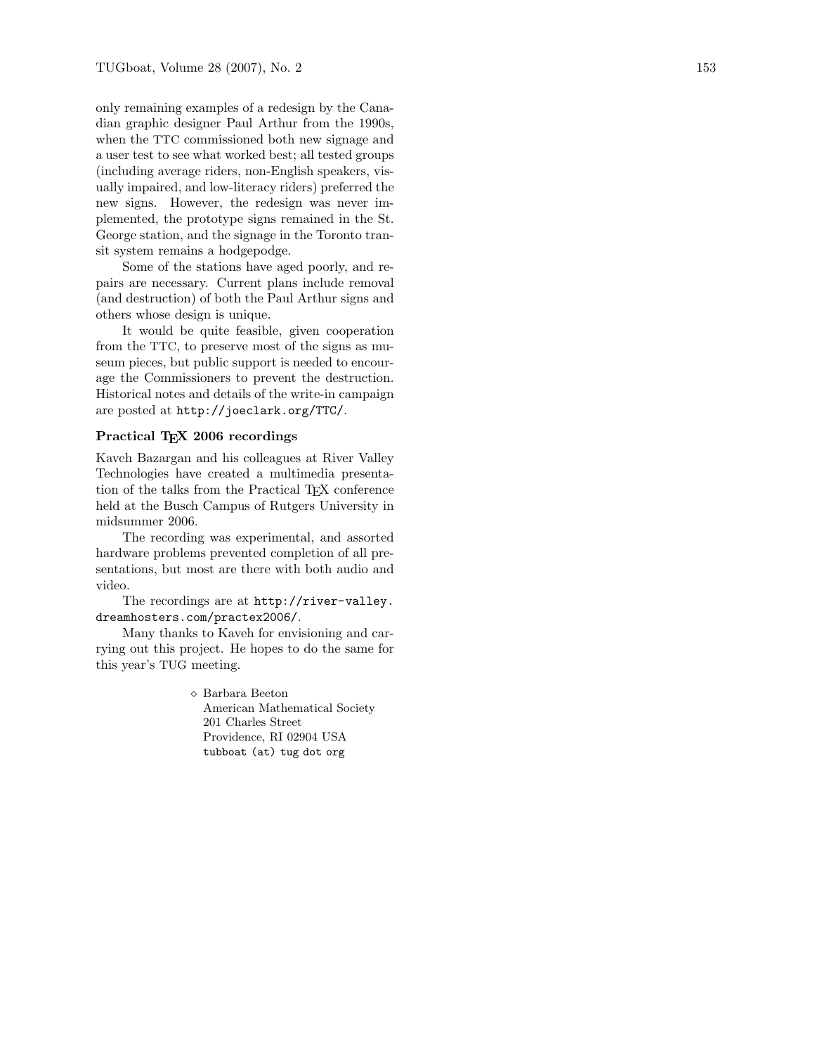only remaining examples of a redesign by the Canadian graphic designer Paul Arthur from the 1990s, when the TTC commissioned both new signage and a user test to see what worked best; all tested groups (including average riders, non-English speakers, visually impaired, and low-literacy riders) preferred the new signs. However, the redesign was never implemented, the prototype signs remained in the St. George station, and the signage in the Toronto transit system remains a hodgepodge.

Some of the stations have aged poorly, and repairs are necessary. Current plans include removal (and destruction) of both the Paul Arthur signs and others whose design is unique.

It would be quite feasible, given cooperation from the TTC, to preserve most of the signs as museum pieces, but public support is needed to encourage the Commissioners to prevent the destruction. Historical notes and details of the write-in campaign are posted at `http://joeclark.org/TTC/`.

### Practical TEX 2006 recordings

Kaveh Bazargan and his colleagues at River Valley Technologies have created a multimedia presentation of the talks from the Practical TEX conference held at the Busch Campus of Rutgers University in midsummer 2006.

The recording was experimental, and assorted hardware problems prevented completion of all presentations, but most are there with both audio and video.

The recordings are at `http://river-valley.dreamhosters.com/practex2006/`.

Many thanks to Kaveh for envisioning and carrying out this project. He hopes to do the same for this year's TUG meeting.

◇ Barbara Beeton
American Mathematical Society
201 Charles Street
Providence, RI 02904 USA
`tubboat (at) tug dot org`